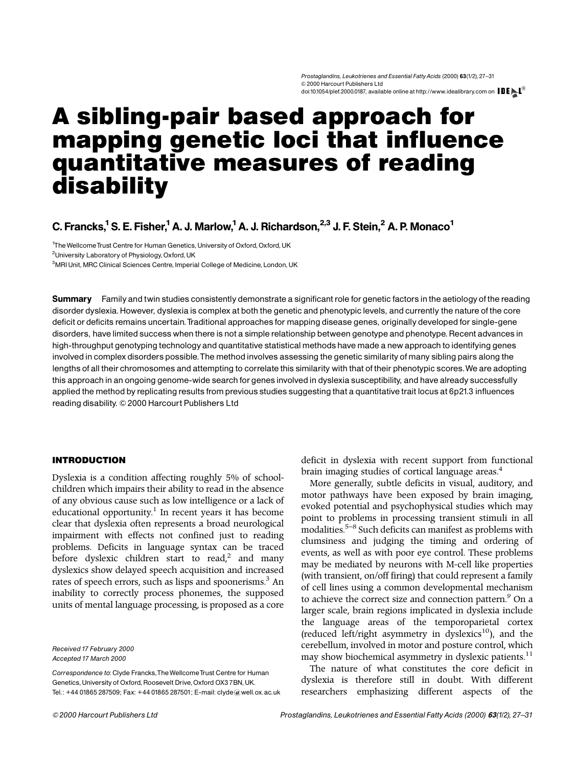# A sibling-pair based approach for mapping genetic loci that influence quantitative measures of reading disability

**C. Francks,[1] S. E. Fisher,[1] A. J. Marlow,[1] A. J. Richardson,[2,3] J. F. Stein,[2] A. P. Monaco[1]**

[1]The Wellcome Trust Centre for Human Genetics, University of Oxford, Oxford, UK
[2]University Laboratory of Physiology, Oxford, UK
[3]MRI Unit, MRC Clinical Sciences Centre, Imperial College of Medicine, London, UK

**Summary** Family and twin studies consistently demonstrate a significant role for genetic factors in the aetiology of the reading disorder dyslexia. However, dyslexia is complex at both the genetic and phenotypic levels, and currently the nature of the core deficit or deficits remains uncertain. Traditional approaches for mapping disease genes, originally developed for single-gene disorders, have limited success when there is not a simple relationship between genotype and phenotype. Recent advances in high-throughput genotyping technology and quantitative statistical methods have made a new approach to identifying genes involved in complex disorders possible. The method involves assessing the genetic similarity of many sibling pairs along the lengths of all their chromosomes and attempting to correlate this similarity with that of their phenotypic scores. We are adopting this approach in an ongoing genome-wide search for genes involved in dyslexia susceptibility, and have already successfully applied the method by replicating results from previous studies suggesting that a quantitative trait locus at 6p21.3 influences reading disability. © 2000 Harcourt Publishers Ltd

## INTRODUCTION

Dyslexia is a condition affecting roughly 5% of schoolchildren which impairs their ability to read in the absence of any obvious cause such as low intelligence or a lack of educational opportunity.[1] In recent years it has become clear that dyslexia often represents a broad neurological impairment with effects not confined just to reading problems. Deficits in language syntax can be traced before dyslexic children start to read,[2] and many dyslexics show delayed speech acquisition and increased rates of speech errors, such as lisps and spoonerisms.[3] An inability to correctly process phonemes, the supposed units of mental language processing, is proposed as a core deficit in dyslexia with recent support from functional brain imaging studies of cortical language areas.[4]

More generally, subtle deficits in visual, auditory, and motor pathways have been exposed by brain imaging, evoked potential and psychophysical studies which may point to problems in processing transient stimuli in all modalities.[5–8] Such deficits can manifest as problems with clumsiness and judging the timing and ordering of events, as well as with poor eye control. These problems may be mediated by neurons with M-cell like properties (with transient, on/off firing) that could represent a family of cell lines using a common developmental mechanism to achieve the correct size and connection pattern.[9] On a larger scale, brain regions implicated in dyslexia include the language areas of the temporoparietal cortex (reduced left/right asymmetry in dyslexics[10]), and the cerebellum, involved in motor and posture control, which may show biochemical asymmetry in dyslexic patients.[11]

The nature of what constitutes the core deficit in dyslexia is therefore still in doubt. With different researchers emphasizing different aspects of the

*Received 17 February 2000*
*Accepted 17 March 2000*

*Correspondence to*: Clyde Francks, The Wellcome Trust Centre for Human Genetics, University of Oxford, Roosevelt Drive, Oxford OX3 7BN, UK. Tel.: +44 01865 287509; Fax: +44 01865 287501; E-mail: clyde@well.ox.ac.uk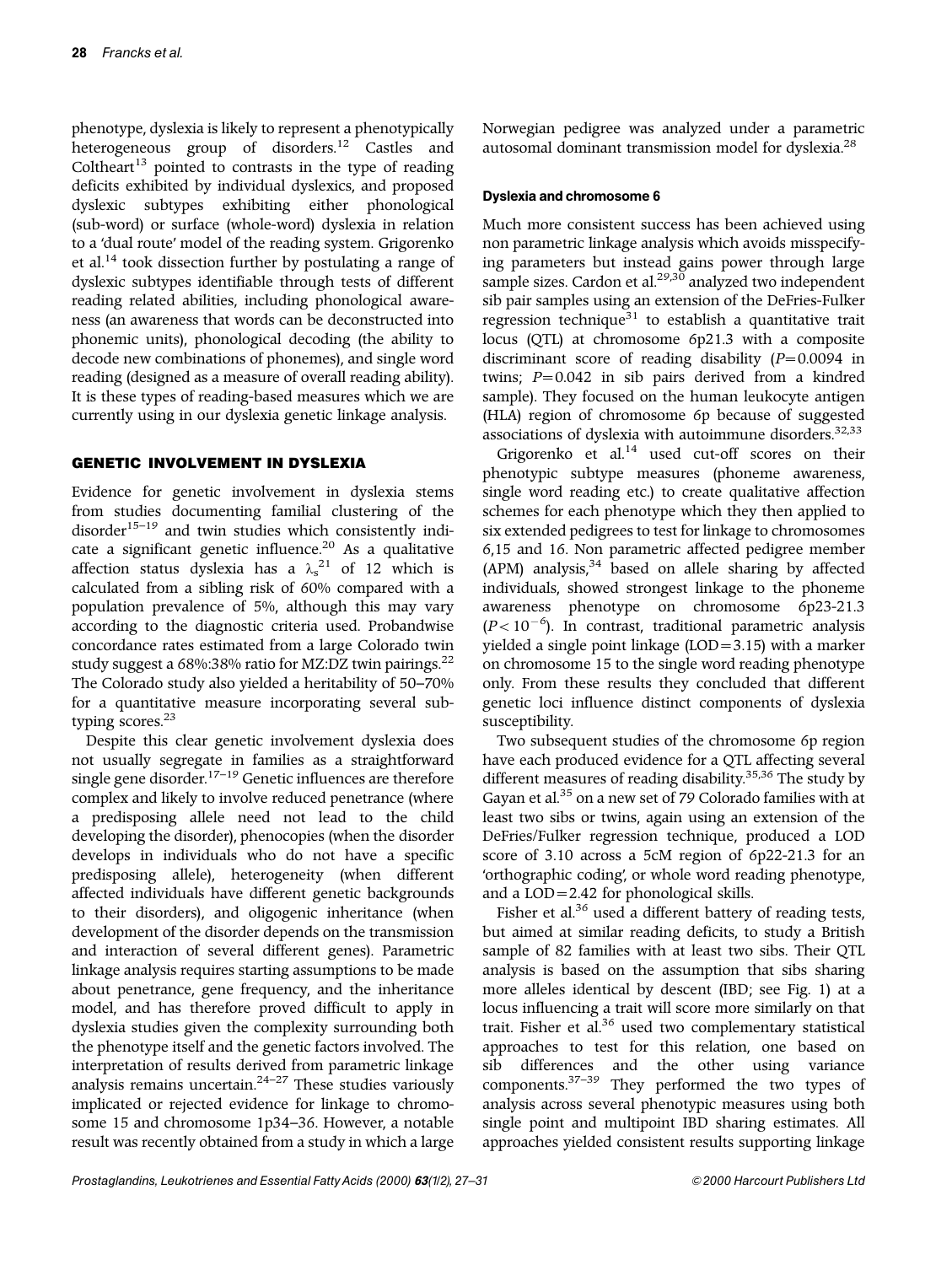phenotype, dyslexia is likely to represent a phenotypically heterogeneous group of disorders.[12] Castles and Coltheart[13] pointed to contrasts in the type of reading deficits exhibited by individual dyslexics, and proposed dyslexic subtypes exhibiting either phonological (sub-word) or surface (whole-word) dyslexia in relation to a 'dual route' model of the reading system. Grigorenko et al.[14] took dissection further by postulating a range of dyslexic subtypes identifiable through tests of different reading related abilities, including phonological awareness (an awareness that words can be deconstructed into phonemic units), phonological decoding (the ability to decode new combinations of phonemes), and single word reading (designed as a measure of overall reading ability). It is these types of reading-based measures which we are currently using in our dyslexia genetic linkage analysis.

## GENETIC INVOLVEMENT IN DYSLEXIA

Evidence for genetic involvement in dyslexia stems from studies documenting familial clustering of the disorder[15–19] and twin studies which consistently indicate a significant genetic influence.[20] As a qualitative affection status dyslexia has a $\lambda_s$[21] of 12 which is calculated from a sibling risk of 60% compared with a population prevalence of 5%, although this may vary according to the diagnostic criteria used. Probandwise concordance rates estimated from a large Colorado twin study suggest a 68%:38% ratio for MZ:DZ twin pairings.[22] The Colorado study also yielded a heritability of 50–70% for a quantitative measure incorporating several subtyping scores.[23]

Despite this clear genetic involvement dyslexia does not usually segregate in families as a straightforward single gene disorder.[17–19] Genetic influences are therefore complex and likely to involve reduced penetrance (where a predisposing allele need not lead to the child developing the disorder), phenocopies (when the disorder develops in individuals who do not have a specific predisposing allele), heterogeneity (when different affected individuals have different genetic backgrounds to their disorders), and oligogenic inheritance (when development of the disorder depends on the transmission and interaction of several different genes). Parametric linkage analysis requires starting assumptions to be made about penetrance, gene frequency, and the inheritance model, and has therefore proved difficult to apply in dyslexia studies given the complexity surrounding both the phenotype itself and the genetic factors involved. The interpretation of results derived from parametric linkage analysis remains uncertain.[24–27] These studies variously implicated or rejected evidence for linkage to chromosome 15 and chromosome 1p34–36. However, a notable result was recently obtained from a study in which a large Norwegian pedigree was analyzed under a parametric autosomal dominant transmission model for dyslexia.[28]

### Dyslexia and chromosome 6

Much more consistent success has been achieved using non parametric linkage analysis which avoids misspecifying parameters but instead gains power through large sample sizes. Cardon et al.[29,30] analyzed two independent sib pair samples using an extension of the DeFries-Fulker regression technique[31] to establish a quantitative trait locus (QTL) at chromosome 6p21.3 with a composite discriminant score of reading disability ($P = 0.0094$ in twins; $P = 0.042$ in sib pairs derived from a kindred sample). They focused on the human leukocyte antigen (HLA) region of chromosome 6p because of suggested associations of dyslexia with autoimmune disorders.[32,33]

Grigorenko et al.[14] used cut-off scores on their phenotypic subtype measures (phoneme awareness, single word reading etc.) to create qualitative affection schemes for each phenotype which they then applied to six extended pedigrees to test for linkage to chromosomes 6,15 and 16. Non parametric affected pedigree member (APM) analysis,[34] based on allele sharing by affected individuals, showed strongest linkage to the phoneme awareness phenotype on chromosome 6p23-21.3 ($P < 10^{-6}$). In contrast, traditional parametric analysis yielded a single point linkage (LOD = 3.15) with a marker on chromosome 15 to the single word reading phenotype only. From these results they concluded that different genetic loci influence distinct components of dyslexia susceptibility.

Two subsequent studies of the chromosome 6p region have each produced evidence for a QTL affecting several different measures of reading disability.[35,36] The study by Gayan et al.[35] on a new set of 79 Colorado families with at least two sibs or twins, again using an extension of the DeFries/Fulker regression technique, produced a LOD score of 3.10 across a 5cM region of 6p22-21.3 for an 'orthographic coding', or whole word reading phenotype, and a LOD = 2.42 for phonological skills.

Fisher et al.[36] used a different battery of reading tests, but aimed at similar reading deficits, to study a British sample of 82 families with at least two sibs. Their QTL analysis is based on the assumption that sibs sharing more alleles identical by descent (IBD; see Fig. 1) at a locus influencing a trait will score more similarly on that trait. Fisher et al.[36] used two complementary statistical approaches to test for this relation, one based on sib differences and the other using variance components.[37–39] They performed the two types of analysis across several phenotypic measures using both single point and multipoint IBD sharing estimates. All approaches yielded consistent results supporting linkage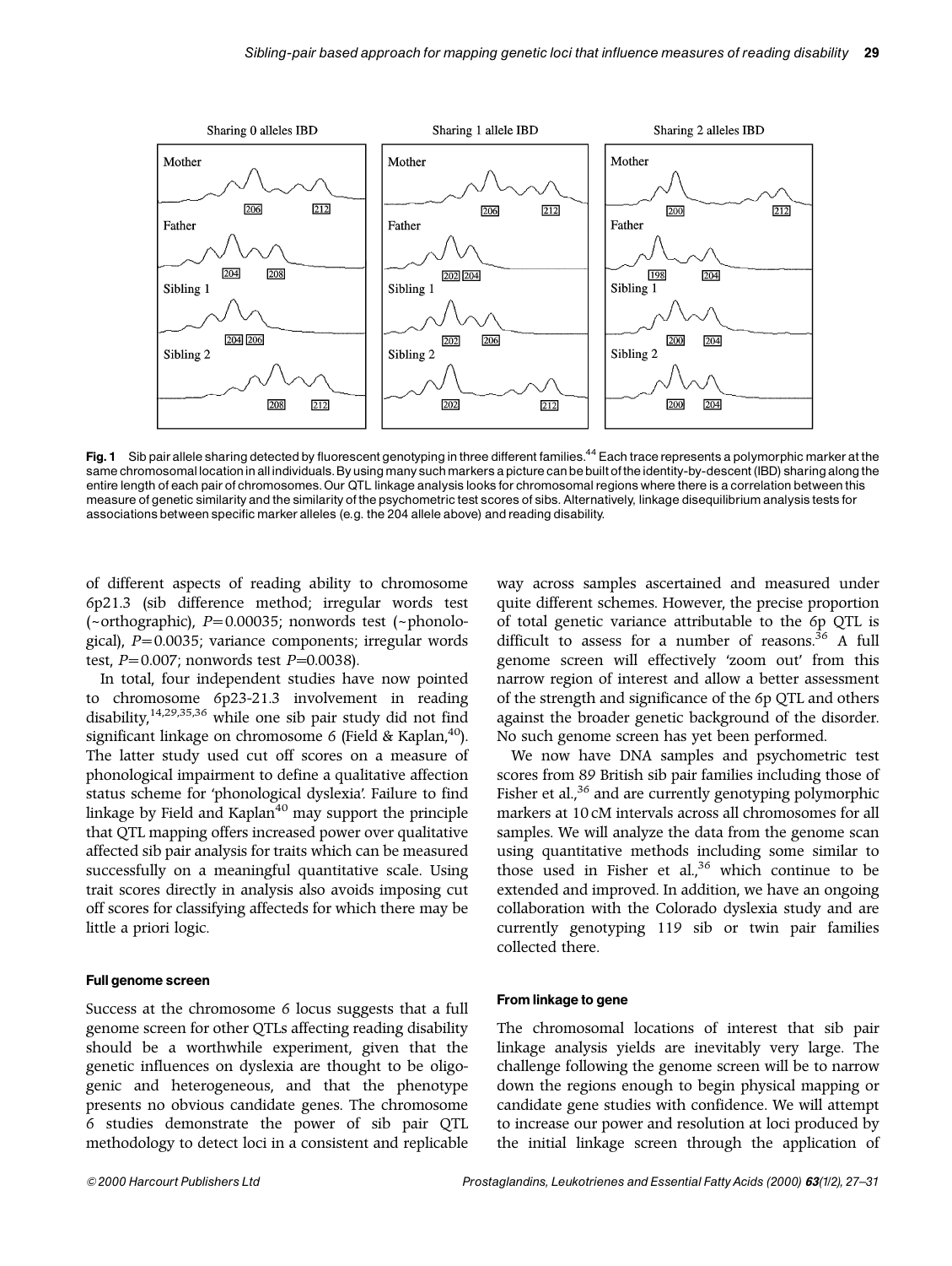**Fig. 1** Sib pair allele sharing detected by fluorescent genotyping in three different families.[44] Each trace represents a polymorphic marker at the same chromosomal location in all individuals. By using many such markers a picture can be built of the identity-by-descent (IBD) sharing along the entire length of each pair of chromosomes. Our QTL linkage analysis looks for chromosomal regions where there is a correlation between this measure of genetic similarity and the similarity of the psychometric test scores of sibs. Alternatively, linkage disequilibrium analysis tests for associations between specific marker alleles (e.g. the 204 allele above) and reading disability.

of different aspects of reading ability to chromosome 6p21.3 (sib difference method; irregular words test (~orthographic), $P=0.00035$; nonwords test (~phonological), $P=0.0035$; variance components; irregular words test, $P=0.007$; nonwords test $P=0.0038$).

In total, four independent studies have now pointed to chromosome 6p23-21.3 involvement in reading disability,[14,29,35,36] while one sib pair study did not find significant linkage on chromosome 6 (Field & Kaplan,[40]). The latter study used cut off scores on a measure of phonological impairment to define a qualitative affection status scheme for 'phonological dyslexia'. Failure to find linkage by Field and Kaplan[40] may support the principle that QTL mapping offers increased power over qualitative affected sib pair analysis for traits which can be measured successfully on a meaningful quantitative scale. Using trait scores directly in analysis also avoids imposing cut off scores for classifying affecteds for which there may be little a priori logic.

#### Full genome screen

Success at the chromosome 6 locus suggests that a full genome screen for other QTLs affecting reading disability should be a worthwhile experiment, given that the genetic influences on dyslexia are thought to be oligogenic and heterogeneous, and that the phenotype presents no obvious candidate genes. The chromosome 6 studies demonstrate the power of sib pair QTL methodology to detect loci in a consistent and replicable way across samples ascertained and measured under quite different schemes. However, the precise proportion of total genetic variance attributable to the 6p QTL is difficult to assess for a number of reasons.[36] A full genome screen will effectively 'zoom out' from this narrow region of interest and allow a better assessment of the strength and significance of the 6p QTL and others against the broader genetic background of the disorder. No such genome screen has yet been performed.

We now have DNA samples and psychometric test scores from 89 British sib pair families including those of Fisher et al.,[36] and are currently genotyping polymorphic markers at 10 cM intervals across all chromosomes for all samples. We will analyze the data from the genome scan using quantitative methods including some similar to those used in Fisher et al.,[36] which continue to be extended and improved. In addition, we have an ongoing collaboration with the Colorado dyslexia study and are currently genotyping 119 sib or twin pair families collected there.

#### From linkage to gene

The chromosomal locations of interest that sib pair linkage analysis yields are inevitably very large. The challenge following the genome screen will be to narrow down the regions enough to begin physical mapping or candidate gene studies with confidence. We will attempt to increase our power and resolution at loci produced by the initial linkage screen through the application of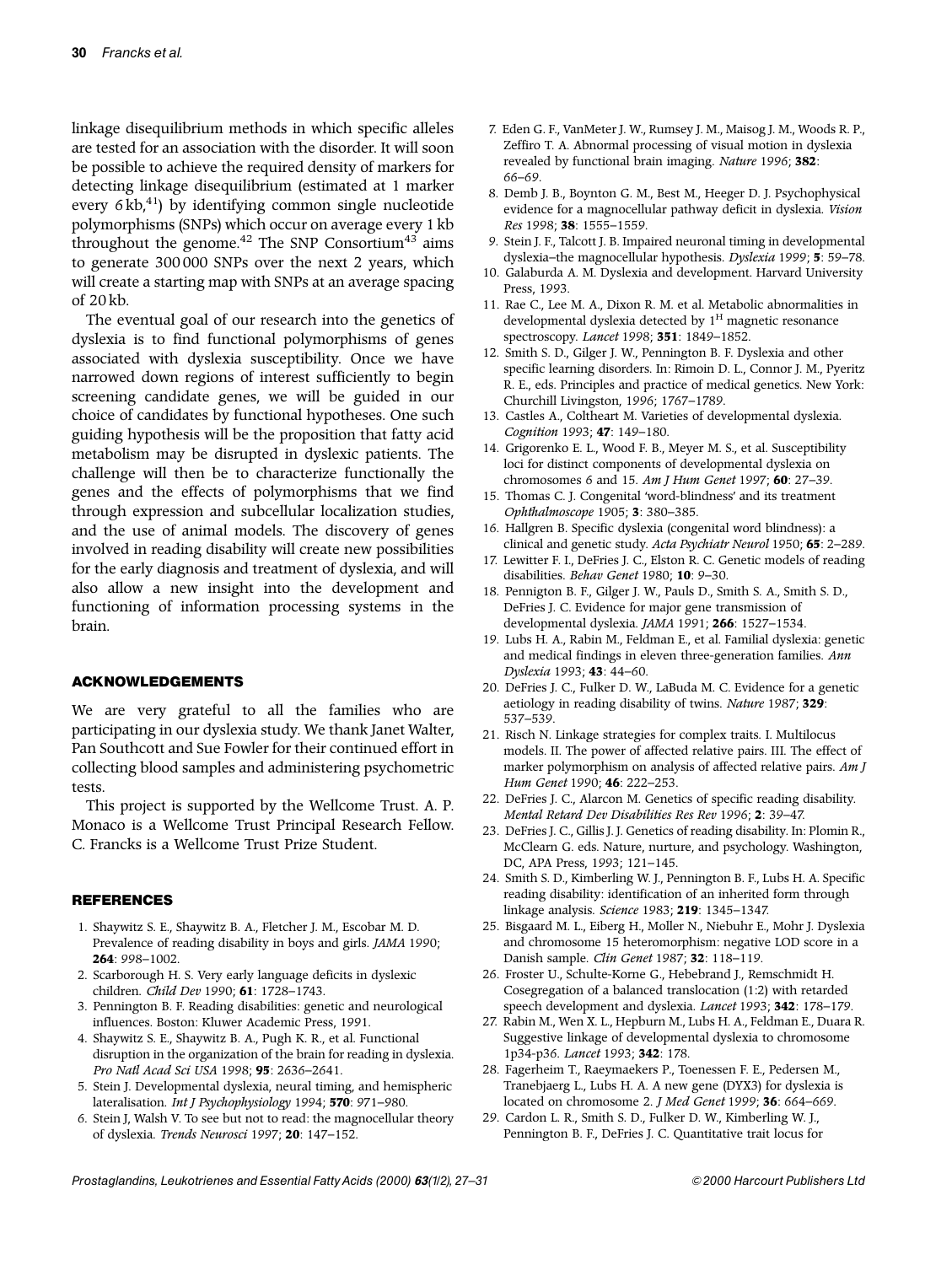linkage disequilibrium methods in which specific alleles are tested for an association with the disorder. It will soon be possible to achieve the required density of markers for detecting linkage disequilibrium (estimated at 1 marker every 6 kb,[41]) by identifying common single nucleotide polymorphisms (SNPs) which occur on average every 1 kb throughout the genome.[42] The SNP Consortium[43] aims to generate 300 000 SNPs over the next 2 years, which will create a starting map with SNPs at an average spacing of 20 kb.

The eventual goal of our research into the genetics of dyslexia is to find functional polymorphisms of genes associated with dyslexia susceptibility. Once we have narrowed down regions of interest sufficiently to begin screening candidate genes, we will be guided in our choice of candidates by functional hypotheses. One such guiding hypothesis will be the proposition that fatty acid metabolism may be disrupted in dyslexic patients. The challenge will then be to characterize functionally the genes and the effects of polymorphisms that we find through expression and subcellular localization studies, and the use of animal models. The discovery of genes involved in reading disability will create new possibilities for the early diagnosis and treatment of dyslexia, and will also allow a new insight into the development and functioning of information processing systems in the brain.

## ACKNOWLEDGEMENTS

We are very grateful to all the families who are participating in our dyslexia study. We thank Janet Walter, Pan Southcott and Sue Fowler for their continued effort in collecting blood samples and administering psychometric tests.

This project is supported by the Wellcome Trust. A. P. Monaco is a Wellcome Trust Principal Research Fellow. C. Francks is a Wellcome Trust Prize Student.

## REFERENCES

1. Shaywitz S. E., Shaywitz B. A., Fletcher J. M., Escobar M. D. Prevalence of reading disability in boys and girls. *JAMA* 1990; **264**: 998–1002.
2. Scarborough H. S. Very early language deficits in dyslexic children. *Child Dev* 1990; **61**: 1728–1743.
3. Pennington B. F. Reading disabilities: genetic and neurological influences. Boston: Kluwer Academic Press, 1991.
4. Shaywitz S. E., Shaywitz B. A., Pugh K. R., et al. Functional disruption in the organization of the brain for reading in dyslexia. *Pro Natl Acad Sci USA* 1998; **95**: 2636–2641.
5. Stein J. Developmental dyslexia, neural timing, and hemispheric lateralisation. *Int J Psychophysiology* 1994; **570**: 971–980.
6. Stein J, Walsh V. To see but not to read: the magnocellular theory of dyslexia. *Trends Neurosci* 1997; **20**: 147–152.
7. Eden G. F., VanMeter J. W., Rumsey J. M., Maisog J. M., Woods R. P., Zeffiro T. A. Abnormal processing of visual motion in dyslexia revealed by functional brain imaging. *Nature* 1996; **382**: 66–69.
8. Demb J. B., Boynton G. M., Best M., Heeger D. J. Psychophysical evidence for a magnocellular pathway deficit in dyslexia. *Vision Res* 1998; **38**: 1555–1559.
9. Stein J. F., Talcott J. B. Impaired neuronal timing in developmental dyslexia–the magnocellular hypothesis. *Dyslexia* 1999; **5**: 59–78.
10. Galaburda A. M. Dyslexia and development. Harvard University Press, 1993.
11. Rae C., Lee M. A., Dixon R. M. et al. Metabolic abnormalities in developmental dyslexia detected by $1^{H}$ magnetic resonance spectroscopy. *Lancet* 1998; **351**: 1849–1852.
12. Smith S. D., Gilger J. W., Pennington B. F. Dyslexia and other specific learning disorders. In: Rimoin D. L., Connor J. M., Pyeritz R. E., eds. Principles and practice of medical genetics. New York: Churchill Livingston, 1996; 1767–1789.
13. Castles A., Coltheart M. Varieties of developmental dyslexia. *Cognition* 1993; **47**: 149–180.
14. Grigorenko E. L., Wood F. B., Meyer M. S., et al. Susceptibility loci for distinct components of developmental dyslexia on chromosomes 6 and 15. *Am J Hum Genet* 1997; **60**: 27–39.
15. Thomas C. J. Congenital 'word-blindness' and its treatment *Ophthalmoscope* 1905; **3**: 380–385.
16. Hallgren B. Specific dyslexia (congenital word blindness): a clinical and genetic study. *Acta Psychiatr Neurol* 1950; **65**: 2–289.
17. Lewitter F. I., DeFries J. C., Elston R. C. Genetic models of reading disabilities. *Behav Genet* 1980; **10**: 9–30.
18. Pennigton B. F., Gilger J. W., Pauls D., Smith S. A., Smith S. D., DeFries J. C. Evidence for major gene transmission of developmental dyslexia. *JAMA* 1991; **266**: 1527–1534.
19. Lubs H. A., Rabin M., Feldman E., et al. Familial dyslexia: genetic and medical findings in eleven three-generation families. *Ann Dyslexia* 1993; **43**: 44–60.
20. DeFries J. C., Fulker D. W., LaBuda M. C. Evidence for a genetic aetiology in reading disability of twins. *Nature* 1987; **329**: 537–539.
21. Risch N. Linkage strategies for complex traits. I. Multilocus models. II. The power of affected relative pairs. III. The effect of marker polymorphism on analysis of affected relative pairs. *Am J Hum Genet* 1990; **46**: 222–253.
22. DeFries J. C., Alarcon M. Genetics of specific reading disability. *Mental Retard Dev Disabilities Res Rev* 1996; **2**: 39–47.
23. DeFries J. C., Gillis J. J. Genetics of reading disability. In: Plomin R., McClearn G. eds. Nature, nurture, and psychology. Washington, DC, APA Press, 1993; 121–145.
24. Smith S. D., Kimberling W. J., Pennington B. F., Lubs H. A. Specific reading disability: identification of an inherited form through linkage analysis. *Science* 1983; **219**: 1345–1347.
25. Bisgaard M. L., Eiberg H., Moller N., Niebuhr E., Mohr J. Dyslexia and chromosome 15 heteromorphism: negative LOD score in a Danish sample. *Clin Genet* 1987; **32**: 118–119.
26. Froster U., Schulte-Korne G., Hebebrand J., Remschmidt H. Cosegregation of a balanced translocation (1:2) with retarded speech development and dyslexia. *Lancet* 1993; **342**: 178–179.
27. Rabin M., Wen X. L., Hepburn M., Lubs H. A., Feldman E., Duara R. Suggestive linkage of developmental dyslexia to chromosome 1p34-p36. *Lancet* 1993; **342**: 178.
28. Fagerheim T., Raeymaekers P., Toenessen F. E., Pedersen M., Tranebjaerg L., Lubs H. A. A new gene (DYX3) for dyslexia is located on chromosome 2. *J Med Genet* 1999; **36**: 664–669.
29. Cardon L. R., Smith S. D., Fulker D. W., Kimberling W. J., Pennington B. F., DeFries J. C. Quantitative trait locus for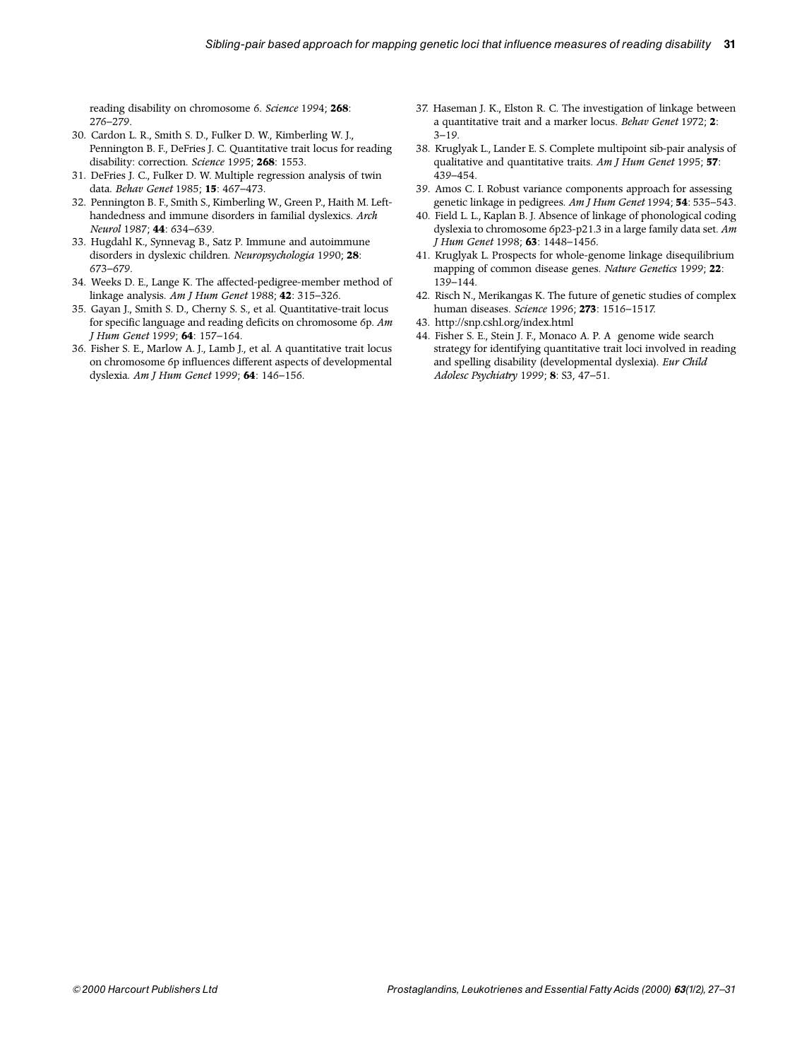reading disability on chromosome 6. *Science* 1994; **268**: 276–279.

30. Cardon L. R., Smith S. D., Fulker D. W., Kimberling W. J., Pennington B. F., DeFries J. C. Quantitative trait locus for reading disability: correction. *Science* 1995; **268**: 1553.
31. DeFries J. C., Fulker D. W. Multiple regression analysis of twin data. *Behav Genet* 1985; **15**: 467–473.
32. Pennington B. F., Smith S., Kimberling W., Green P., Haith M. Left-handedness and immune disorders in familial dyslexics. *Arch Neurol* 1987; **44**: 634–639.
33. Hugdahl K., Synnevag B., Satz P. Immune and autoimmune disorders in dyslexic children. *Neuropsychologia* 1990; **28**: 673–679.
34. Weeks D. E., Lange K. The affected-pedigree-member method of linkage analysis. *Am J Hum Genet* 1988; **42**: 315–326.
35. Gayan J., Smith S. D., Cherny S. S., et al. Quantitative-trait locus for specific language and reading deficits on chromosome 6p. *Am J Hum Genet* 1999; **64**: 157–164.
36. Fisher S. E., Marlow A. J., Lamb J., et al. A quantitative trait locus on chromosome 6p influences different aspects of developmental dyslexia. *Am J Hum Genet* 1999; **64**: 146–156.
37. Haseman J. K., Elston R. C. The investigation of linkage between a quantitative trait and a marker locus. *Behav Genet* 1972; **2**: 3–19.
38. Kruglyak L., Lander E. S. Complete multipoint sib-pair analysis of qualitative and quantitative traits. *Am J Hum Genet* 1995; **57**: 439–454.
39. Amos C. I. Robust variance components approach for assessing genetic linkage in pedigrees. *Am J Hum Genet* 1994; **54**: 535–543.
40. Field L. L., Kaplan B. J. Absence of linkage of phonological coding dyslexia to chromosome 6p23-p21.3 in a large family data set. *Am J Hum Genet* 1998; **63**: 1448–1456.
41. Kruglyak L. Prospects for whole-genome linkage disequilibrium mapping of common disease genes. *Nature Genetics* 1999; **22**: 139–144.
42. Risch N., Merikangas K. The future of genetic studies of complex human diseases. *Science* 1996; **273**: 1516–1517.
43. http://snp.cshl.org/index.html
44. Fisher S. E., Stein J. F., Monaco A. P. A genome wide search strategy for identifying quantitative trait loci involved in reading and spelling disability (developmental dyslexia). *Eur Child Adolesc Psychiatry* 1999; **8**: S3, 47–51.